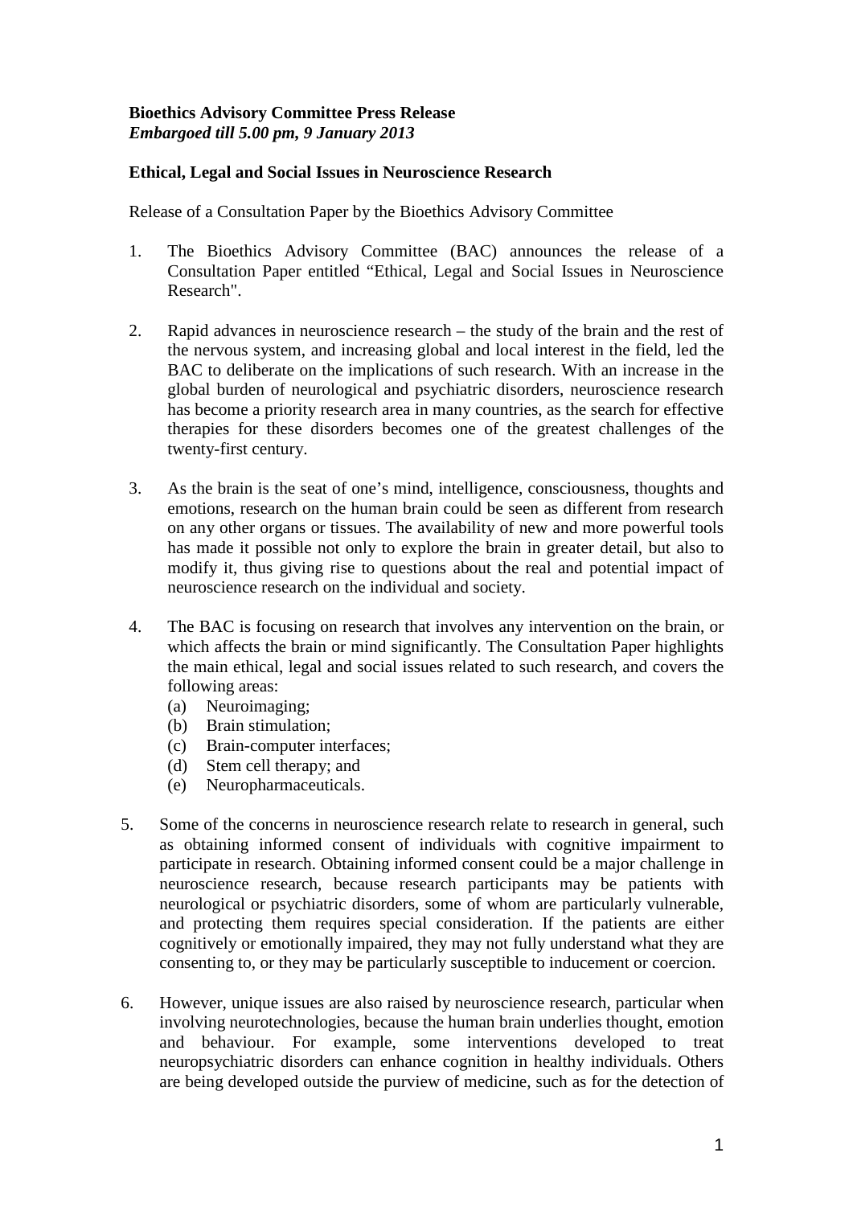**Bioethics Advisory Committee Press Release**
***Embargoed till 5.00 pm, 9 January 2013***

**Ethical, Legal and Social Issues in Neuroscience Research**

Release of a Consultation Paper by the Bioethics Advisory Committee

1. The Bioethics Advisory Committee (BAC) announces the release of a Consultation Paper entitled "Ethical, Legal and Social Issues in Neuroscience Research".

2. Rapid advances in neuroscience research – the study of the brain and the rest of the nervous system, and increasing global and local interest in the field, led the BAC to deliberate on the implications of such research. With an increase in the global burden of neurological and psychiatric disorders, neuroscience research has become a priority research area in many countries, as the search for effective therapies for these disorders becomes one of the greatest challenges of the twenty-first century.

3. As the brain is the seat of one's mind, intelligence, consciousness, thoughts and emotions, research on the human brain could be seen as different from research on any other organs or tissues. The availability of new and more powerful tools has made it possible not only to explore the brain in greater detail, but also to modify it, thus giving rise to questions about the real and potential impact of neuroscience research on the individual and society.

4. The BAC is focusing on research that involves any intervention on the brain, or which affects the brain or mind significantly. The Consultation Paper highlights the main ethical, legal and social issues related to such research, and covers the following areas:
   (a) Neuroimaging;
   (b) Brain stimulation;
   (c) Brain-computer interfaces;
   (d) Stem cell therapy; and
   (e) Neuropharmaceuticals.

5. Some of the concerns in neuroscience research relate to research in general, such as obtaining informed consent of individuals with cognitive impairment to participate in research. Obtaining informed consent could be a major challenge in neuroscience research, because research participants may be patients with neurological or psychiatric disorders, some of whom are particularly vulnerable, and protecting them requires special consideration. If the patients are either cognitively or emotionally impaired, they may not fully understand what they are consenting to, or they may be particularly susceptible to inducement or coercion.

6. However, unique issues are also raised by neuroscience research, particular when involving neurotechnologies, because the human brain underlies thought, emotion and behaviour. For example, some interventions developed to treat neuropsychiatric disorders can enhance cognition in healthy individuals. Others are being developed outside the purview of medicine, such as for the detection of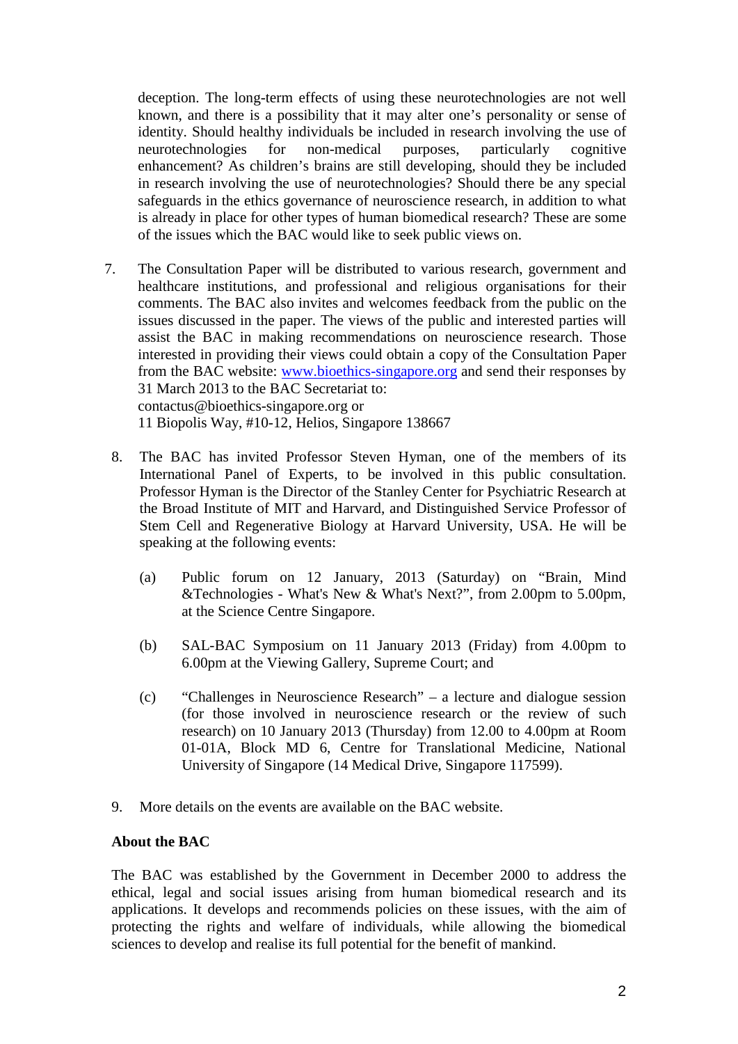deception. The long-term effects of using these neurotechnologies are not well known, and there is a possibility that it may alter one's personality or sense of identity. Should healthy individuals be included in research involving the use of neurotechnologies for non-medical purposes, particularly cognitive enhancement? As children's brains are still developing, should they be included in research involving the use of neurotechnologies? Should there be any special safeguards in the ethics governance of neuroscience research, in addition to what is already in place for other types of human biomedical research? These are some of the issues which the BAC would like to seek public views on.

7. The Consultation Paper will be distributed to various research, government and healthcare institutions, and professional and religious organisations for their comments. The BAC also invites and welcomes feedback from the public on the issues discussed in the paper. The views of the public and interested parties will assist the BAC in making recommendations on neuroscience research. Those interested in providing their views could obtain a copy of the Consultation Paper from the BAC website: www.bioethics-singapore.org and send their responses by 31 March 2013 to the BAC Secretariat to:
contactus@bioethics-singapore.org or
11 Biopolis Way, #10-12, Helios, Singapore 138667

8. The BAC has invited Professor Steven Hyman, one of the members of its International Panel of Experts, to be involved in this public consultation. Professor Hyman is the Director of the Stanley Center for Psychiatric Research at the Broad Institute of MIT and Harvard, and Distinguished Service Professor of Stem Cell and Regenerative Biology at Harvard University, USA. He will be speaking at the following events:

   (a) Public forum on 12 January, 2013 (Saturday) on "Brain, Mind &Technologies - What's New & What's Next?", from 2.00pm to 5.00pm, at the Science Centre Singapore.

   (b) SAL-BAC Symposium on 11 January 2013 (Friday) from 4.00pm to 6.00pm at the Viewing Gallery, Supreme Court; and

   (c) "Challenges in Neuroscience Research" – a lecture and dialogue session (for those involved in neuroscience research or the review of such research) on 10 January 2013 (Thursday) from 12.00 to 4.00pm at Room 01-01A, Block MD 6, Centre for Translational Medicine, National University of Singapore (14 Medical Drive, Singapore 117599).

9. More details on the events are available on the BAC website.

**About the BAC**

The BAC was established by the Government in December 2000 to address the ethical, legal and social issues arising from human biomedical research and its applications. It develops and recommends policies on these issues, with the aim of protecting the rights and welfare of individuals, while allowing the biomedical sciences to develop and realise its full potential for the benefit of mankind.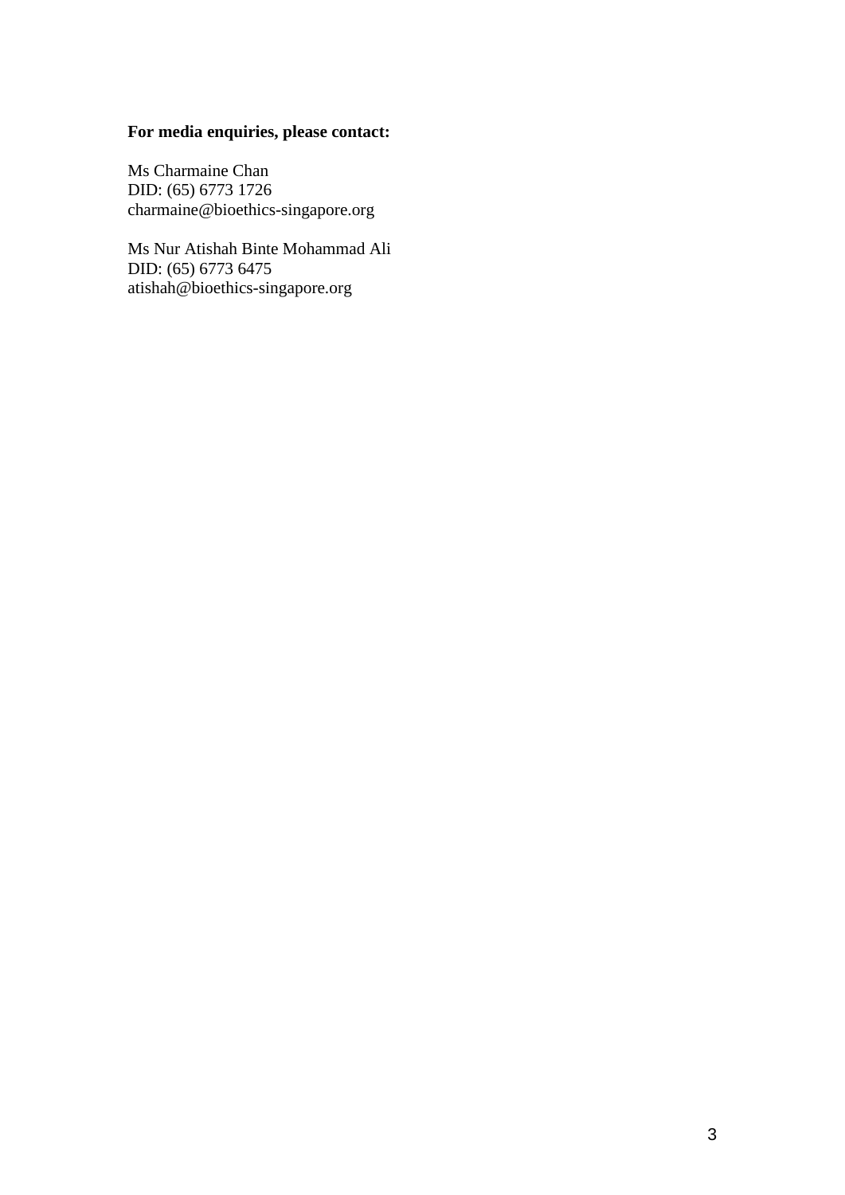**For media enquiries, please contact:**

Ms Charmaine Chan
DID: (65) 6773 1726
charmaine@bioethics-singapore.org

Ms Nur Atishah Binte Mohammad Ali
DID: (65) 6773 6475
atishah@bioethics-singapore.org